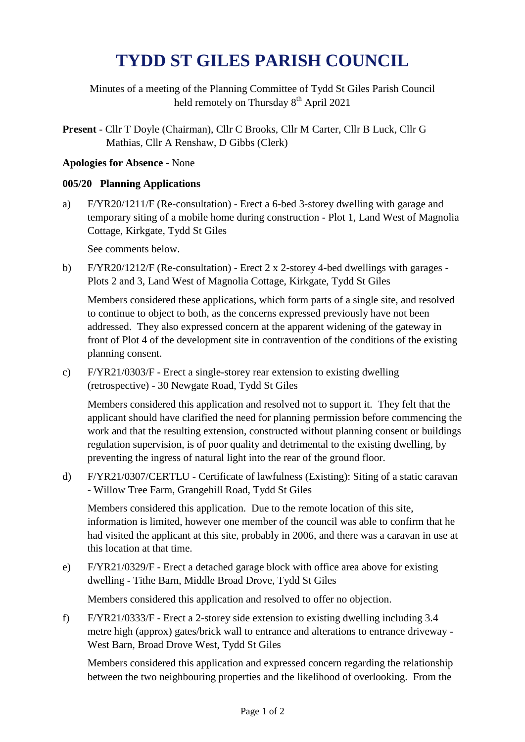# TYDD ST GILES PARISH COUNCIL

Minutes of a meeting of the Planning Committee of Tydd St Giles Parish Council held remotely on Thursday 8th April 2021

**Present** - Cllr T Doyle (Chairman), Cllr C Brooks, Cllr M Carter, Cllr B Luck, Cllr G Mathias, Cllr A Renshaw, D Gibbs (Clerk)

**Apologies for Absence** - None

**005/20 Planning Applications**

a) F/YR20/1211/F (Re-consultation) - Erect a 6-bed 3-storey dwelling with garage and temporary siting of a mobile home during construction - Plot 1, Land West of Magnolia Cottage, Kirkgate, Tydd St Giles

See comments below.

b) F/YR20/1212/F (Re-consultation) - Erect 2 x 2-storey 4-bed dwellings with garages - Plots 2 and 3, Land West of Magnolia Cottage, Kirkgate, Tydd St Giles

Members considered these applications, which form parts of a single site, and resolved to continue to object to both, as the concerns expressed previously have not been addressed. They also expressed concern at the apparent widening of the gateway in front of Plot 4 of the development site in contravention of the conditions of the existing planning consent.

c) F/YR21/0303/F - Erect a single-storey rear extension to existing dwelling (retrospective) - 30 Newgate Road, Tydd St Giles

Members considered this application and resolved not to support it. They felt that the applicant should have clarified the need for planning permission before commencing the work and that the resulting extension, constructed without planning consent or buildings regulation supervision, is of poor quality and detrimental to the existing dwelling, by preventing the ingress of natural light into the rear of the ground floor.

d) F/YR21/0307/CERTLU - Certificate of lawfulness (Existing): Siting of a static caravan - Willow Tree Farm, Grangehill Road, Tydd St Giles

Members considered this application. Due to the remote location of this site, information is limited, however one member of the council was able to confirm that he had visited the applicant at this site, probably in 2006, and there was a caravan in use at this location at that time.

e) F/YR21/0329/F - Erect a detached garage block with office area above for existing dwelling - Tithe Barn, Middle Broad Drove, Tydd St Giles

Members considered this application and resolved to offer no objection.

f) F/YR21/0333/F - Erect a 2-storey side extension to existing dwelling including 3.4 metre high (approx) gates/brick wall to entrance and alterations to entrance driveway - West Barn, Broad Drove West, Tydd St Giles

Members considered this application and expressed concern regarding the relationship between the two neighbouring properties and the likelihood of overlooking. From the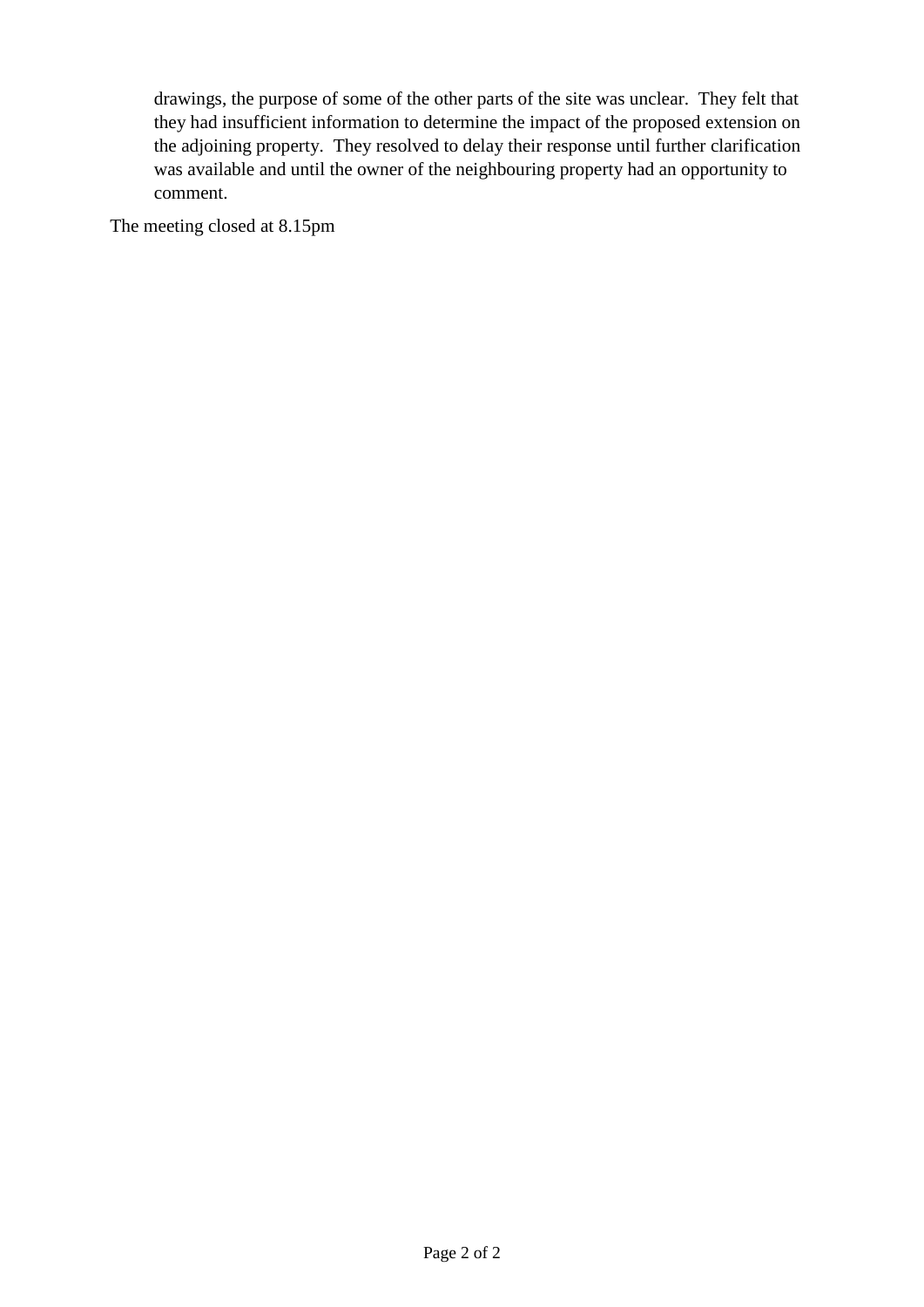drawings, the purpose of some of the other parts of the site was unclear. They felt that they had insufficient information to determine the impact of the proposed extension on the adjoining property. They resolved to delay their response until further clarification was available and until the owner of the neighbouring property had an opportunity to comment.

The meeting closed at 8.15pm